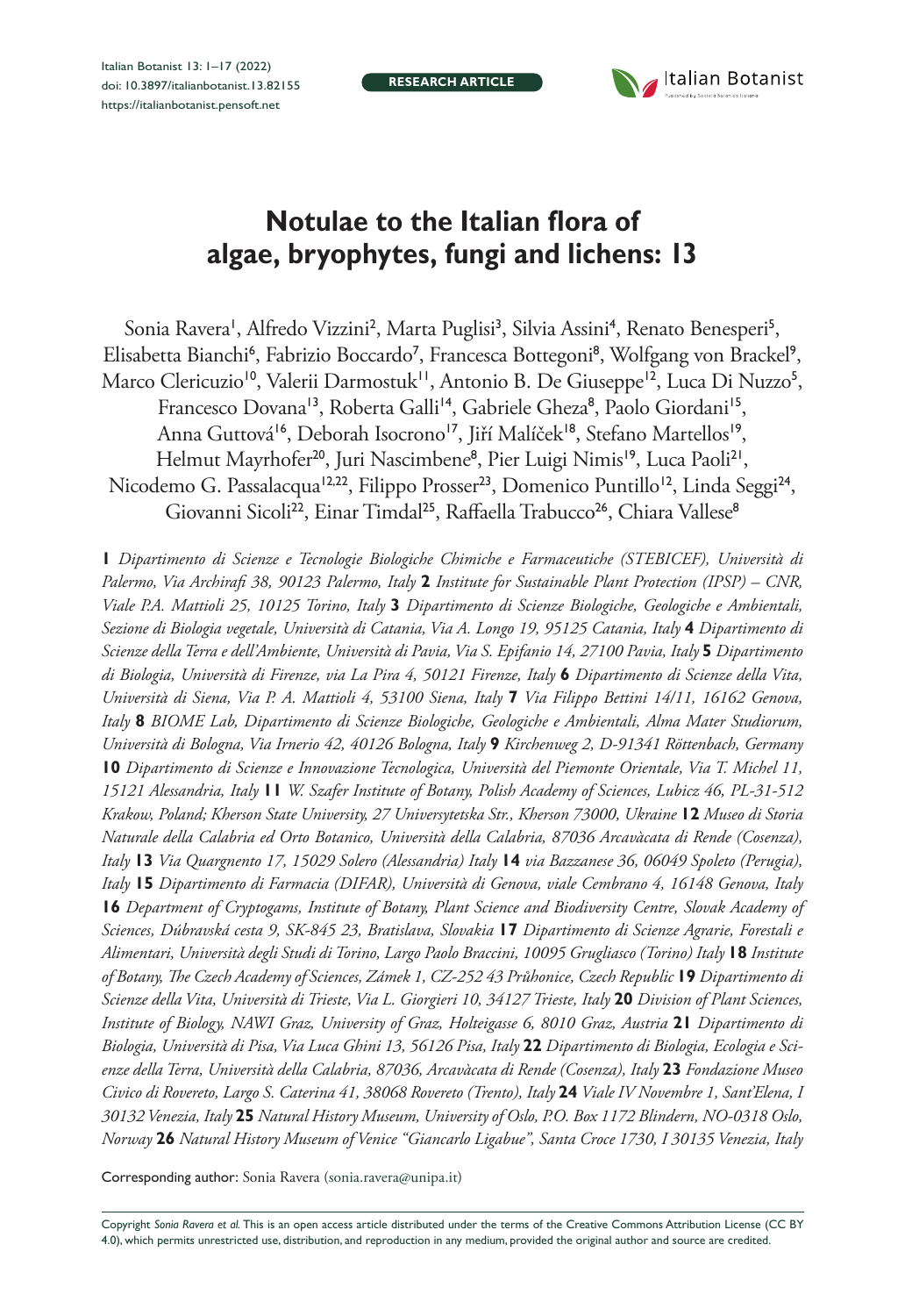RESEARCH ARTICLE

# Notulae to the Italian flora of algae, bryophytes, fungi and lichens: 13

Sonia Ravera[1], Alfredo Vizzini[2], Marta Puglisi[3], Silvia Assini[4], Renato Benesperi[5], Elisabetta Bianchi[6], Fabrizio Boccardo[7], Francesca Bottegoni[8], Wolfgang von Brackel[9], Marco Clericuzio[10], Valerii Darmostuk[11], Antonio B. De Giuseppe[12], Luca Di Nuzzo[5], Francesco Dovana[13], Roberta Galli[14], Gabriele Gheza[8], Paolo Giordani[15], Anna Guttová[16], Deborah Isocrono[17], Jiří Malíček[18], Stefano Martellos[19], Helmut Mayrhofer[20], Juri Nascimbene[8], Pier Luigi Nimis[19], Luca Paoli[21], Nicodemo G. Passalacqua[12,22], Filippo Prosser[23], Domenico Puntillo[12], Linda Seggi[24], Giovanni Sicoli[22], Einar Timdal[25], Raffaella Trabucco[26], Chiara Vallese[8]

**1** *Dipartimento di Scienze e Tecnologie Biologiche Chimiche e Farmaceutiche (STEBICEF), Università di Palermo, Via Archirafi 38, 90123 Palermo, Italy* **2** *Institute for Sustainable Plant Protection (IPSP) – CNR, Viale P.A. Mattioli 25, 10125 Torino, Italy* **3** *Dipartimento di Scienze Biologiche, Geologiche e Ambientali, Sezione di Biologia vegetale, Università di Catania, Via A. Longo 19, 95125 Catania, Italy* **4** *Dipartimento di Scienze della Terra e dell'Ambiente, Università di Pavia, Via S. Epifanio 14, 27100 Pavia, Italy* **5** *Dipartimento di Biologia, Università di Firenze, via La Pira 4, 50121 Firenze, Italy* **6** *Dipartimento di Scienze della Vita, Università di Siena, Via P. A. Mattioli 4, 53100 Siena, Italy* **7** *Via Filippo Bettini 14/11, 16162 Genova, Italy* **8** *BIOME Lab, Dipartimento di Scienze Biologiche, Geologiche e Ambientali, Alma Mater Studiorum, Università di Bologna, Via Irnerio 42, 40126 Bologna, Italy* **9** *Kirchenweg 2, D-91341 Röttenbach, Germany* **10** *Dipartimento di Scienze e Innovazione Tecnologica, Università del Piemonte Orientale, Via T. Michel 11, 15121 Alessandria, Italy* **11** *W. Szafer Institute of Botany, Polish Academy of Sciences, Lubicz 46, PL-31-512 Krakow, Poland; Kherson State University, 27 Universytetska Str., Kherson 73000, Ukraine* **12** *Museo di Storia Naturale della Calabria ed Orto Botanico, Università della Calabria, 87036 Arcavàcata di Rende (Cosenza), Italy* **13** *Via Quargnento 17, 15029 Solero (Alessandria) Italy* **14** *via Bazzanese 36, 06049 Spoleto (Perugia), Italy* **15** *Dipartimento di Farmacia (DIFAR), Università di Genova, viale Cembrano 4, 16148 Genova, Italy* **16** *Department of Cryptogams, Institute of Botany, Plant Science and Biodiversity Centre, Slovak Academy of Sciences, Dúbravská cesta 9, SK-845 23, Bratislava, Slovakia* **17** *Dipartimento di Scienze Agrarie, Forestali e Alimentari, Università degli Studi di Torino, Largo Paolo Braccini, 10095 Grugliasco (Torino) Italy* **18** *Institute of Botany, The Czech Academy of Sciences, Zámek 1, CZ-252 43 Průhonice, Czech Republic* **19** *Dipartimento di Scienze della Vita, Università di Trieste, Via L. Giorgieri 10, 34127 Trieste, Italy* **20** *Division of Plant Sciences, Institute of Biology, NAWI Graz, University of Graz, Holteigasse 6, 8010 Graz, Austria* **21** *Dipartimento di Biologia, Università di Pisa, Via Luca Ghini 13, 56126 Pisa, Italy* **22** *Dipartimento di Biologia, Ecologia e Scienze della Terra, Università della Calabria, 87036, Arcavàcata di Rende (Cosenza), Italy* **23** *Fondazione Museo Civico di Rovereto, Largo S. Caterina 41, 38068 Rovereto (Trento), Italy* **24** *Viale IV Novembre 1, Sant'Elena, I 30132 Venezia, Italy* **25** *Natural History Museum, University of Oslo, P.O. Box 1172 Blindern, NO-0318 Oslo, Norway* **26** *Natural History Museum of Venice "Giancarlo Ligabue", Santa Croce 1730, I 30135 Venezia, Italy*

Corresponding author: Sonia Ravera (sonia.ravera@unipa.it)

Copyright *Sonia Ravera et al.* This is an open access article distributed under the terms of the Creative Commons Attribution License (CC BY 4.0), which permits unrestricted use, distribution, and reproduction in any medium, provided the original author and source are credited.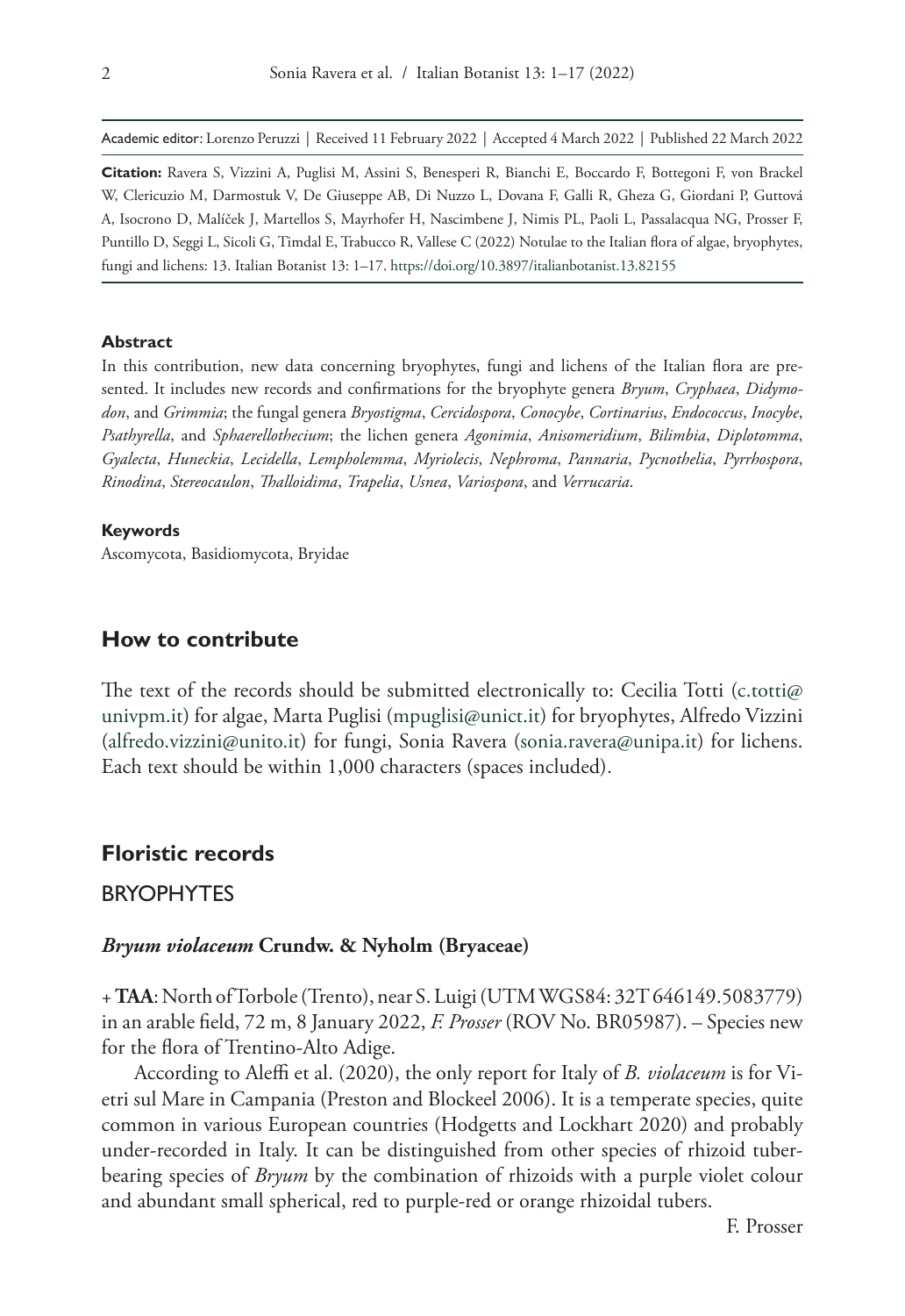Academic editor: Lorenzo Peruzzi | Received 11 February 2022 | Accepted 4 March 2022 | Published 22 March 2022

**Citation:** Ravera S, Vizzini A, Puglisi M, Assini S, Benesperi R, Bianchi E, Boccardo F, Bottegoni F, von Brackel W, Clericuzio M, Darmostuk V, De Giuseppe AB, Di Nuzzo L, Dovana F, Galli R, Gheza G, Giordani P, Guttová A, Isocrono D, Malíček J, Martellos S, Mayrhofer H, Nascimbene J, Nimis PL, Paoli L, Passalacqua NG, Prosser F, Puntillo D, Seggi L, Sicoli G, Timdal E, Trabucco R, Vallese C (2022) Notulae to the Italian flora of algae, bryophytes, fungi and lichens: 13. Italian Botanist 13: 1–17. https://doi.org/10.3897/italianbotanist.13.82155

#### Abstract

In this contribution, new data concerning bryophytes, fungi and lichens of the Italian flora are presented. It includes new records and confirmations for the bryophyte genera *Bryum*, *Cryphaea*, *Didymodon*, and *Grimmia*; the fungal genera *Bryostigma*, *Cercidospora*, *Conocybe*, *Cortinarius*, *Endococcus*, *Inocybe*, *Psathyrella*, and *Sphaerellothecium*; the lichen genera *Agonimia*, *Anisomeridium*, *Bilimbia*, *Diplotomma*, *Gyalecta*, *Huneckia*, *Lecidella*, *Lempholemma*, *Myriolecis*, *Nephroma*, *Pannaria*, *Pycnothelia*, *Pyrrhospora*, *Rinodina*, *Stereocaulon*, *Thalloidima*, *Trapelia*, *Usnea*, *Variospora*, and *Verrucaria*.

#### Keywords

Ascomycota, Basidiomycota, Bryidae

## How to contribute

The text of the records should be submitted electronically to: Cecilia Totti (c.totti@univpm.it) for algae, Marta Puglisi (mpuglisi@unict.it) for bryophytes, Alfredo Vizzini (alfredo.vizzini@unito.it) for fungi, Sonia Ravera (sonia.ravera@unipa.it) for lichens. Each text should be within 1,000 characters (spaces included).

## Floristic records

### BRYOPHYTES

#### *Bryum violaceum* Crundw. & Nyholm (Bryaceae)

\+ **TAA**: North of Torbole (Trento), near S. Luigi (UTM WGS84: 32T 646149.5083779) in an arable field, 72 m, 8 January 2022, *F. Prosser* (ROV No. BR05987). – Species new for the flora of Trentino-Alto Adige.

According to Aleffi et al. (2020), the only report for Italy of *B. violaceum* is for Vietri sul Mare in Campania (Preston and Blockeel 2006). It is a temperate species, quite common in various European countries (Hodgetts and Lockhart 2020) and probably under-recorded in Italy. It can be distinguished from other species of rhizoid tuber-bearing species of *Bryum* by the combination of rhizoids with a purple violet colour and abundant small spherical, red to purple-red or orange rhizoidal tubers.

F. Prosser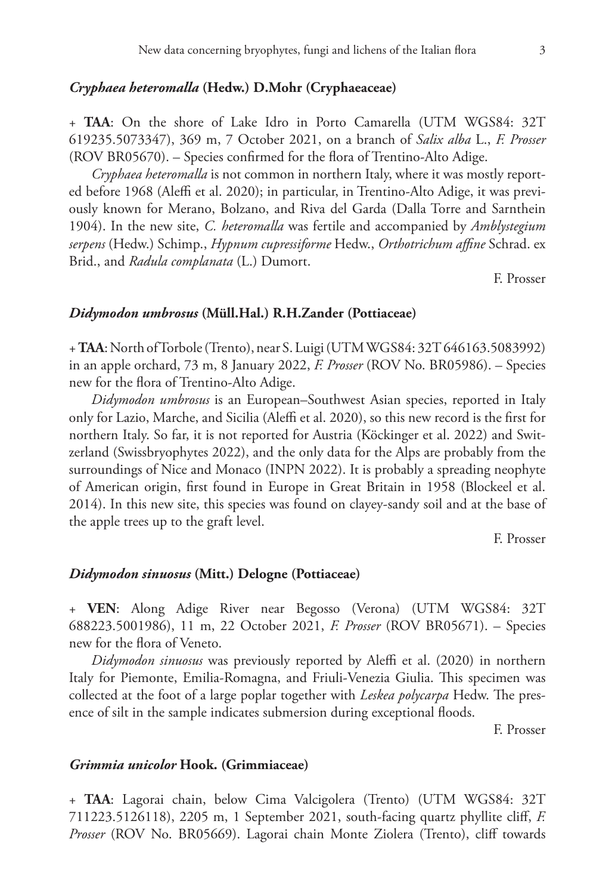### *Cryphaea heteromalla* (Hedw.) D.Mohr (Cryphaeaceae)

\+ **TAA**: On the shore of Lake Idro in Porto Camarella (UTM WGS84: 32T 619235.5073347), 369 m, 7 October 2021, on a branch of *Salix alba* L., *F. Prosser* (ROV BR05670). – Species confirmed for the flora of Trentino-Alto Adige.

*Cryphaea heteromalla* is not common in northern Italy, where it was mostly reported before 1968 (Aleffi et al. 2020); in particular, in Trentino-Alto Adige, it was previously known for Merano, Bolzano, and Riva del Garda (Dalla Torre and Sarnthein 1904). In the new site, *C. heteromalla* was fertile and accompanied by *Amblystegium serpens* (Hedw.) Schimp., *Hypnum cupressiforme* Hedw., *Orthotrichum affine* Schrad. ex Brid., and *Radula complanata* (L.) Dumort.

F. Prosser

### *Didymodon umbrosus* (Müll.Hal.) R.H.Zander (Pottiaceae)

\+ **TAA**: North of Torbole (Trento), near S. Luigi (UTM WGS84: 32T 646163.5083992) in an apple orchard, 73 m, 8 January 2022, *F. Prosser* (ROV No. BR05986). – Species new for the flora of Trentino-Alto Adige.

*Didymodon umbrosus* is an European–Southwest Asian species, reported in Italy only for Lazio, Marche, and Sicilia (Aleffi et al. 2020), so this new record is the first for northern Italy. So far, it is not reported for Austria (Köckinger et al. 2022) and Switzerland (Swissbryophytes 2022), and the only data for the Alps are probably from the surroundings of Nice and Monaco (INPN 2022). It is probably a spreading neophyte of American origin, first found in Europe in Great Britain in 1958 (Blockeel et al. 2014). In this new site, this species was found on clayey-sandy soil and at the base of the apple trees up to the graft level.

F. Prosser

### *Didymodon sinuosus* (Mitt.) Delogne (Pottiaceae)

\+ **VEN**: Along Adige River near Begosso (Verona) (UTM WGS84: 32T 688223.5001986), 11 m, 22 October 2021, *F. Prosser* (ROV BR05671). – Species new for the flora of Veneto.

*Didymodon sinuosus* was previously reported by Aleffi et al. (2020) in northern Italy for Piemonte, Emilia-Romagna, and Friuli-Venezia Giulia. This specimen was collected at the foot of a large poplar together with *Leskea polycarpa* Hedw. The presence of silt in the sample indicates submersion during exceptional floods.

F. Prosser

### *Grimmia unicolor* Hook. (Grimmiaceae)

\+ **TAA**: Lagorai chain, below Cima Valcigolera (Trento) (UTM WGS84: 32T 711223.5126118), 2205 m, 1 September 2021, south-facing quartz phyllite cliff, *F. Prosser* (ROV No. BR05669). Lagorai chain Monte Ziolera (Trento), cliff towards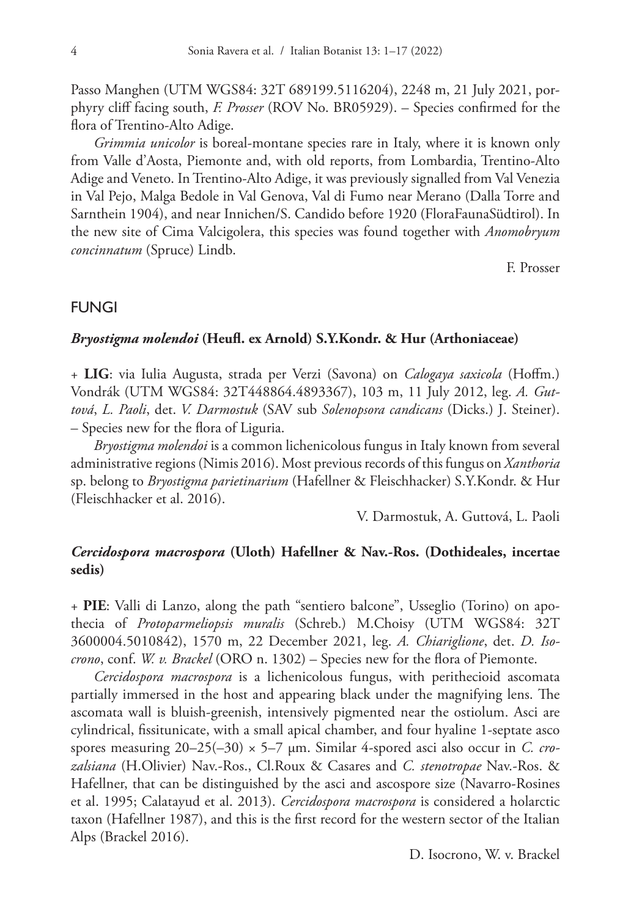Passo Manghen (UTM WGS84: 32T 689199.5116204), 2248 m, 21 July 2021, porphyry cliff facing south, *F. Prosser* (ROV No. BR05929). – Species confirmed for the flora of Trentino-Alto Adige.

*Grimmia unicolor* is boreal-montane species rare in Italy, where it is known only from Valle d'Aosta, Piemonte and, with old reports, from Lombardia, Trentino-Alto Adige and Veneto. In Trentino-Alto Adige, it was previously signalled from Val Venezia in Val Pejo, Malga Bedole in Val Genova, Val di Fumo near Merano (Dalla Torre and Sarnthein 1904), and near Innichen/S. Candido before 1920 (FloraFaunaSüdtirol). In the new site of Cima Valcigolera, this species was found together with *Anomobryum concinnatum* (Spruce) Lindb.

F. Prosser

## FUNGI

### *Bryostigma molendoi* (Heufl. ex Arnold) S.Y.Kondr. & Hur (Arthoniaceae)

+ **LIG**: via Iulia Augusta, strada per Verzi (Savona) on *Calogaya saxicola* (Hoffm.) Vondrák (UTM WGS84: 32T448864.4893367), 103 m, 11 July 2012, leg. *A. Guttová*, *L. Paoli*, det. *V. Darmostuk* (SAV sub *Solenopsora candicans* (Dicks.) J. Steiner). – Species new for the flora of Liguria.

*Bryostigma molendoi* is a common lichenicolous fungus in Italy known from several administrative regions (Nimis 2016). Most previous records of this fungus on *Xanthoria* sp. belong to *Bryostigma parietinarium* (Hafellner & Fleischhacker) S.Y.Kondr. & Hur (Fleischhacker et al. 2016).

V. Darmostuk, A. Guttová, L. Paoli

### *Cercidospora macrospora* (Uloth) Hafellner & Nav.-Ros. (Dothideales, incertae sedis)

+ **PIE**: Valli di Lanzo, along the path "sentiero balcone", Usseglio (Torino) on apothecia of *Protoparmeliopsis muralis* (Schreb.) M.Choisy (UTM WGS84: 32T 3600004.5010842), 1570 m, 22 December 2021, leg. *A. Chiariglione*, det. *D. Isocrono*, conf. *W. v. Brackel* (ORO n. 1302) – Species new for the flora of Piemonte.

*Cercidospora macrospora* is a lichenicolous fungus, with perithecioid ascomata partially immersed in the host and appearing black under the magnifying lens. The ascomata wall is bluish-greenish, intensively pigmented near the ostiolum. Asci are cylindrical, fissitunicate, with a small apical chamber, and four hyaline 1-septate asco spores measuring 20–25(–30) × 5–7 µm. Similar 4-spored asci also occur in *C. crozalsiana* (H.Olivier) Nav.-Ros., Cl.Roux & Casares and *C. stenotropae* Nav.-Ros. & Hafellner, that can be distinguished by the asci and ascospore size (Navarro-Rosines et al. 1995; Calatayud et al. 2013). *Cercidospora macrospora* is considered a holarctic taxon (Hafellner 1987), and this is the first record for the western sector of the Italian Alps (Brackel 2016).

D. Isocrono, W. v. Brackel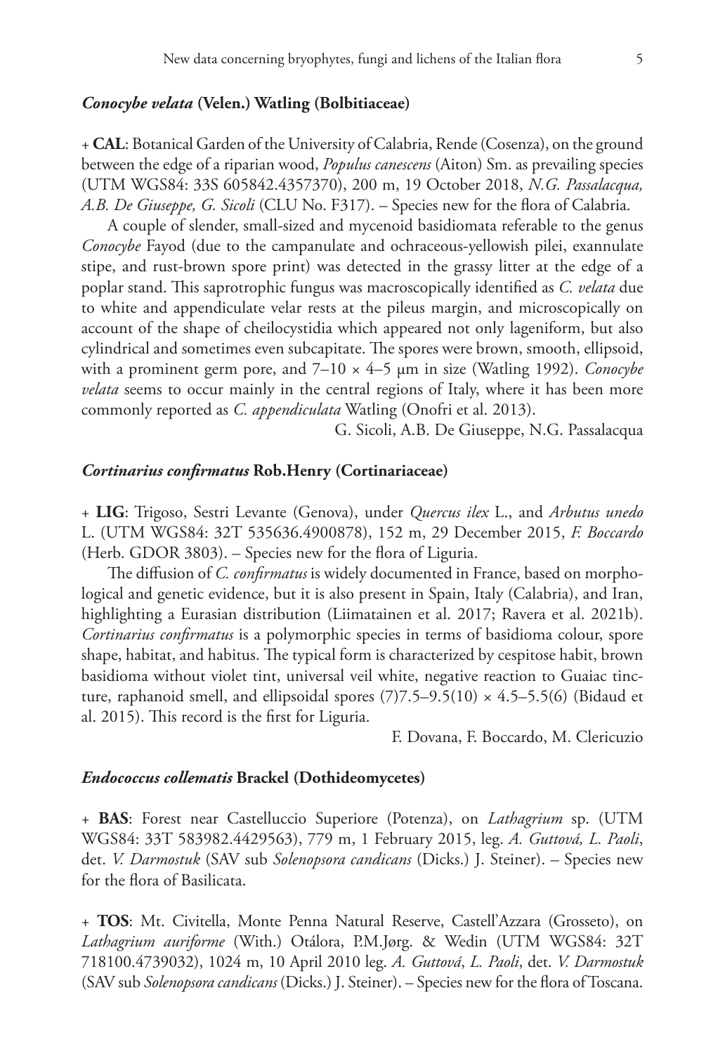### *Conocybe velata* (Velen.) Watling (Bolbitiaceae)

\+ **CAL**: Botanical Garden of the University of Calabria, Rende (Cosenza), on the ground between the edge of a riparian wood, *Populus canescens* (Aiton) Sm. as prevailing species (UTM WGS84: 33S 605842.4357370), 200 m, 19 October 2018, *N.G. Passalacqua, A.B. De Giuseppe, G. Sicoli* (CLU No. F317). – Species new for the flora of Calabria.

A couple of slender, small-sized and mycenoid basidiomata referable to the genus *Conocybe* Fayod (due to the campanulate and ochraceous-yellowish pilei, exannulate stipe, and rust-brown spore print) was detected in the grassy litter at the edge of a poplar stand. This saprotrophic fungus was macroscopically identified as *C. velata* due to white and appendiculate velar rests at the pileus margin, and microscopically on account of the shape of cheilocystidia which appeared not only lageniform, but also cylindrical and sometimes even subcapitate. The spores were brown, smooth, ellipsoid, with a prominent germ pore, and 7–10 × 4–5 μm in size (Watling 1992). *Conocybe velata* seems to occur mainly in the central regions of Italy, where it has been more commonly reported as *C. appendiculata* Watling (Onofri et al. 2013).

G. Sicoli, A.B. De Giuseppe, N.G. Passalacqua

### *Cortinarius confirmatus* Rob.Henry (Cortinariaceae)

\+ **LIG**: Trigoso, Sestri Levante (Genova), under *Quercus ilex* L., and *Arbutus unedo* L. (UTM WGS84: 32T 535636.4900878), 152 m, 29 December 2015, *F. Boccardo* (Herb. GDOR 3803). – Species new for the flora of Liguria.

The diffusion of *C. confirmatus* is widely documented in France, based on morphological and genetic evidence, but it is also present in Spain, Italy (Calabria), and Iran, highlighting a Eurasian distribution (Liimatainen et al. 2017; Ravera et al. 2021b). *Cortinarius confirmatus* is a polymorphic species in terms of basidioma colour, spore shape, habitat, and habitus. The typical form is characterized by cespitose habit, brown basidioma without violet tint, universal veil white, negative reaction to Guaiac tincture, raphanoid smell, and ellipsoidal spores (7)7.5–9.5(10) × 4.5–5.5(6) (Bidaud et al. 2015). This record is the first for Liguria.

F. Dovana, F. Boccardo, M. Clericuzio

### *Endococcus collematis* Brackel (Dothideomycetes)

\+ **BAS**: Forest near Castelluccio Superiore (Potenza), on *Lathagrium* sp. (UTM WGS84: 33T 583982.4429563), 779 m, 1 February 2015, leg. *A. Guttová, L. Paoli*, det. *V. Darmostuk* (SAV sub *Solenopsora candicans* (Dicks.) J. Steiner). – Species new for the flora of Basilicata.

\+ **TOS**: Mt. Civitella, Monte Penna Natural Reserve, Castell'Azzara (Grosseto), on *Lathagrium auriforme* (With.) Otálora, P.M.Jørg. & Wedin (UTM WGS84: 32T 718100.4739032), 1024 m, 10 April 2010 leg. *A. Guttová*, *L. Paoli*, det. *V. Darmostuk* (SAV sub *Solenopsora candicans* (Dicks.) J. Steiner). – Species new for the flora of Toscana.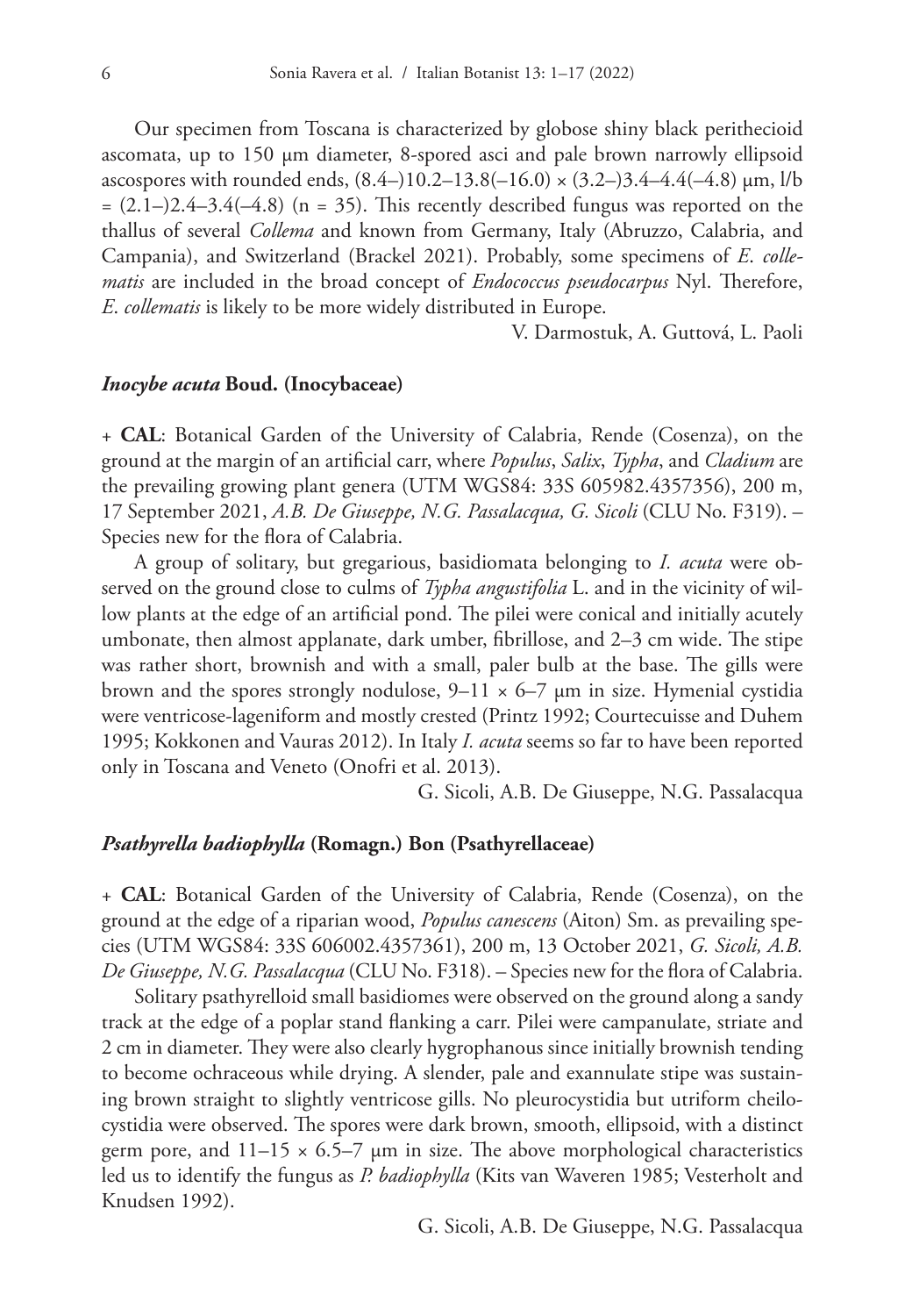Our specimen from Toscana is characterized by globose shiny black perithecioid ascomata, up to 150 μm diameter, 8-spored asci and pale brown narrowly ellipsoid ascospores with rounded ends, (8.4–)10.2–13.8(–16.0) × (3.2–)3.4–4.4(–4.8) μm, l/b = (2.1–)2.4–3.4(–4.8) (n = 35). This recently described fungus was reported on the thallus of several *Collema* and known from Germany, Italy (Abruzzo, Calabria, and Campania), and Switzerland (Brackel 2021). Probably, some specimens of *E. collematis* are included in the broad concept of *Endococcus pseudocarpus* Nyl. Therefore, *E. collematis* is likely to be more widely distributed in Europe.

V. Darmostuk, A. Guttová, L. Paoli

### *Inocybe acuta* Boud. (Inocybaceae)

+ **CAL**: Botanical Garden of the University of Calabria, Rende (Cosenza), on the ground at the margin of an artificial carr, where *Populus*, *Salix*, *Typha*, and *Cladium* are the prevailing growing plant genera (UTM WGS84: 33S 605982.4357356), 200 m, 17 September 2021, *A.B. De Giuseppe, N.G. Passalacqua, G. Sicoli* (CLU No. F319). – Species new for the flora of Calabria.

A group of solitary, but gregarious, basidiomata belonging to *I. acuta* were observed on the ground close to culms of *Typha angustifolia* L. and in the vicinity of willow plants at the edge of an artificial pond. The pilei were conical and initially acutely umbonate, then almost applanate, dark umber, fibrillose, and 2–3 cm wide. The stipe was rather short, brownish and with a small, paler bulb at the base. The gills were brown and the spores strongly nodulose, 9–11 × 6–7 μm in size. Hymenial cystidia were ventricose-lageniform and mostly crested (Printz 1992; Courtecuisse and Duhem 1995; Kokkonen and Vauras 2012). In Italy *I. acuta* seems so far to have been reported only in Toscana and Veneto (Onofri et al. 2013).

G. Sicoli, A.B. De Giuseppe, N.G. Passalacqua

### *Psathyrella badiophylla* (Romagn.) Bon (Psathyrellaceae)

+ **CAL**: Botanical Garden of the University of Calabria, Rende (Cosenza), on the ground at the edge of a riparian wood, *Populus canescens* (Aiton) Sm. as prevailing species (UTM WGS84: 33S 606002.4357361), 200 m, 13 October 2021, *G. Sicoli, A.B. De Giuseppe, N.G. Passalacqua* (CLU No. F318). – Species new for the flora of Calabria.

Solitary psathyrelloid small basidiomes were observed on the ground along a sandy track at the edge of a poplar stand flanking a carr. Pilei were campanulate, striate and 2 cm in diameter. They were also clearly hygrophanous since initially brownish tending to become ochraceous while drying. A slender, pale and exannulate stipe was sustaining brown straight to slightly ventricose gills. No pleurocystidia but utriform cheilocystidia were observed. The spores were dark brown, smooth, ellipsoid, with a distinct germ pore, and 11–15 × 6.5–7 μm in size. The above morphological characteristics led us to identify the fungus as *P. badiophylla* (Kits van Waveren 1985; Vesterholt and Knudsen 1992).

G. Sicoli, A.B. De Giuseppe, N.G. Passalacqua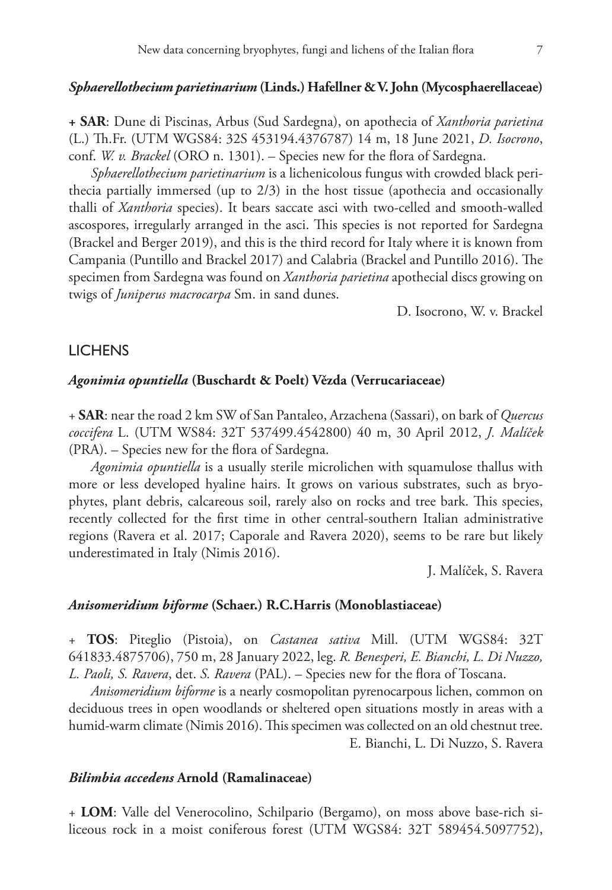### *Sphaerellothecium parietinarium* (Linds.) Hafellner & V. John (Mycosphaerellaceae)

**+ SAR**: Dune di Piscinas, Arbus (Sud Sardegna), on apothecia of *Xanthoria parietina* (L.) Th.Fr. (UTM WGS84: 32S 453194.4376787) 14 m, 18 June 2021, *D. Isocrono*, conf. *W. v. Brackel* (ORO n. 1301). – Species new for the flora of Sardegna.

*Sphaerellothecium parietinarium* is a lichenicolous fungus with crowded black perithecia partially immersed (up to 2/3) in the host tissue (apothecia and occasionally thalli of *Xanthoria* species). It bears saccate asci with two-celled and smooth-walled ascospores, irregularly arranged in the asci. This species is not reported for Sardegna (Brackel and Berger 2019), and this is the third record for Italy where it is known from Campania (Puntillo and Brackel 2017) and Calabria (Brackel and Puntillo 2016). The specimen from Sardegna was found on *Xanthoria parietina* apothecial discs growing on twigs of *Juniperus macrocarpa* Sm. in sand dunes.

D. Isocrono, W. v. Brackel

## LICHENS

### *Agonimia opuntiella* (Buschardt & Poelt) Vězda (Verrucariaceae)

+ **SAR**: near the road 2 km SW of San Pantaleo, Arzachena (Sassari), on bark of *Quercus coccifera* L. (UTM WS84: 32T 537499.4542800) 40 m, 30 April 2012, *J. Malíček* (PRA). – Species new for the flora of Sardegna.

*Agonimia opuntiella* is a usually sterile microlichen with squamulose thallus with more or less developed hyaline hairs. It grows on various substrates, such as bryophytes, plant debris, calcareous soil, rarely also on rocks and tree bark. This species, recently collected for the first time in other central-southern Italian administrative regions (Ravera et al. 2017; Caporale and Ravera 2020), seems to be rare but likely underestimated in Italy (Nimis 2016).

J. Malíček, S. Ravera

### *Anisomeridium biforme* (Schaer.) R.C.Harris (Monoblastiaceae)

+ **TOS**: Piteglio (Pistoia), on *Castanea sativa* Mill. (UTM WGS84: 32T 641833.4875706), 750 m, 28 January 2022, leg. *R. Benesperi, E. Bianchi, L. Di Nuzzo, L. Paoli, S. Ravera*, det. *S. Ravera* (PAL). – Species new for the flora of Toscana.

*Anisomeridium biforme* is a nearly cosmopolitan pyrenocarpous lichen, common on deciduous trees in open woodlands or sheltered open situations mostly in areas with a humid-warm climate (Nimis 2016). This specimen was collected on an old chestnut tree.

E. Bianchi, L. Di Nuzzo, S. Ravera

### *Bilimbia accedens* Arnold (Ramalinaceae)

+ **LOM**: Valle del Venerocolino, Schilpario (Bergamo), on moss above base-rich siliceous rock in a moist coniferous forest (UTM WGS84: 32T 589454.5097752),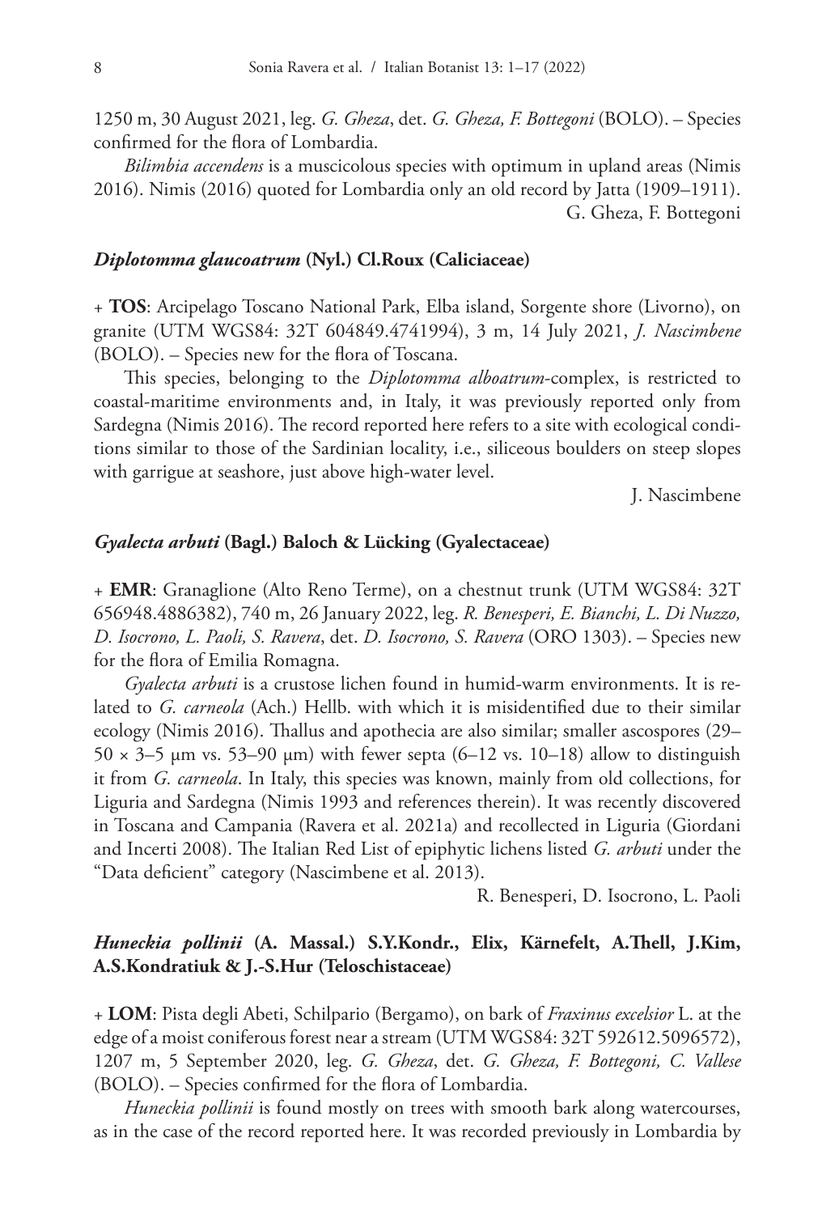1250 m, 30 August 2021, leg. *G. Gheza*, det. *G. Gheza, F. Bottegoni* (BOLO). – Species confirmed for the flora of Lombardia.

*Bilimbia accendens* is a muscicolous species with optimum in upland areas (Nimis 2016). Nimis (2016) quoted for Lombardia only an old record by Jatta (1909–1911).

G. Gheza, F. Bottegoni

### *Diplotomma glaucoatrum* (Nyl.) Cl.Roux (Caliciaceae)

+ **TOS**: Arcipelago Toscano National Park, Elba island, Sorgente shore (Livorno), on granite (UTM WGS84: 32T 604849.4741994), 3 m, 14 July 2021, *J. Nascimbene* (BOLO). – Species new for the flora of Toscana.

This species, belonging to the *Diplotomma alboatrum*-complex, is restricted to coastal-maritime environments and, in Italy, it was previously reported only from Sardegna (Nimis 2016). The record reported here refers to a site with ecological conditions similar to those of the Sardinian locality, i.e., siliceous boulders on steep slopes with garrigue at seashore, just above high-water level.

J. Nascimbene

### *Gyalecta arbuti* (Bagl.) Baloch & Lücking (Gyalectaceae)

+ **EMR**: Granaglione (Alto Reno Terme), on a chestnut trunk (UTM WGS84: 32T 656948.4886382), 740 m, 26 January 2022, leg. *R. Benesperi, E. Bianchi, L. Di Nuzzo, D. Isocrono, L. Paoli, S. Ravera*, det. *D. Isocrono, S. Ravera* (ORO 1303). – Species new for the flora of Emilia Romagna.

*Gyalecta arbuti* is a crustose lichen found in humid-warm environments. It is related to *G. carneola* (Ach.) Hellb. with which it is misidentified due to their similar ecology (Nimis 2016). Thallus and apothecia are also similar; smaller ascospores (29–50 × 3–5 µm vs. 53–90 µm) with fewer septa (6–12 vs. 10–18) allow to distinguish it from *G. carneola*. In Italy, this species was known, mainly from old collections, for Liguria and Sardegna (Nimis 1993 and references therein). It was recently discovered in Toscana and Campania (Ravera et al. 2021a) and recollected in Liguria (Giordani and Incerti 2008). The Italian Red List of epiphytic lichens listed *G. arbuti* under the "Data deficient" category (Nascimbene et al. 2013).

R. Benesperi, D. Isocrono, L. Paoli

### *Huneckia pollinii* (A. Massal.) S.Y.Kondr., Elix, Kärnefelt, A.Thell, J.Kim, A.S.Kondratiuk & J.-S.Hur (Teloschistaceae)

+ **LOM**: Pista degli Abeti, Schilpario (Bergamo), on bark of *Fraxinus excelsior* L. at the edge of a moist coniferous forest near a stream (UTM WGS84: 32T 592612.5096572), 1207 m, 5 September 2020, leg. *G. Gheza*, det. *G. Gheza, F. Bottegoni, C. Vallese* (BOLO). – Species confirmed for the flora of Lombardia.

*Huneckia pollinii* is found mostly on trees with smooth bark along watercourses, as in the case of the record reported here. It was recorded previously in Lombardia by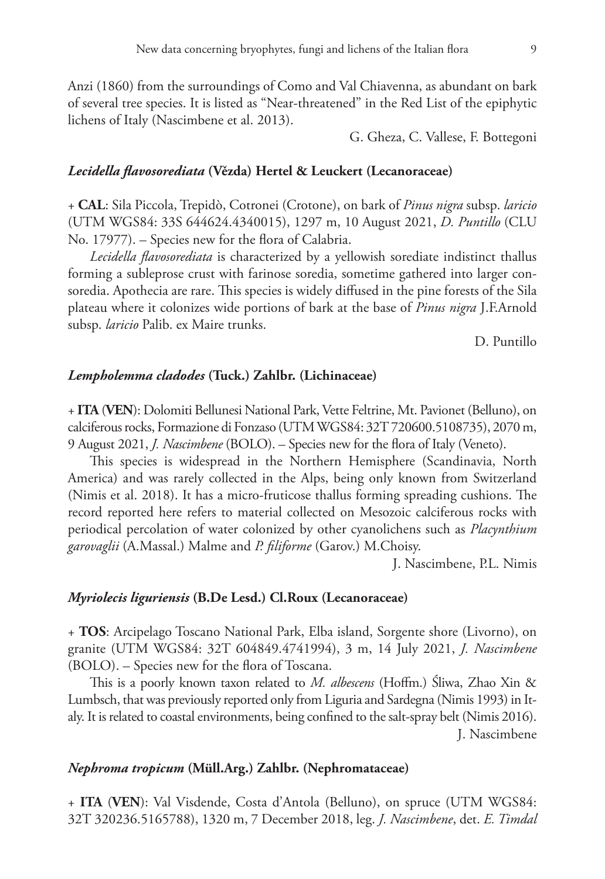Anzi (1860) from the surroundings of Como and Val Chiavenna, as abundant on bark of several tree species. It is listed as "Near-threatened" in the Red List of the epiphytic lichens of Italy (Nascimbene et al. 2013).

G. Gheza, C. Vallese, F. Bottegoni

### *Lecidella flavosorediata* (Vězda) Hertel & Leuckert (Lecanoraceae)

+ **CAL**: Sila Piccola, Trepidò, Cotronei (Crotone), on bark of *Pinus nigra* subsp. *laricio* (UTM WGS84: 33S 644624.4340015), 1297 m, 10 August 2021, *D. Puntillo* (CLU No. 17977). – Species new for the flora of Calabria.

*Lecidella flavosorediata* is characterized by a yellowish sorediate indistinct thallus forming a subleprose crust with farinose soredia, sometime gathered into larger consoredia. Apothecia are rare. This species is widely diffused in the pine forests of the Sila plateau where it colonizes wide portions of bark at the base of *Pinus nigra* J.F.Arnold subsp. *laricio* Palib. ex Maire trunks.

D. Puntillo

### *Lempholemma cladodes* (Tuck.) Zahlbr. (Lichinaceae)

+ **ITA** (**VEN**): Dolomiti Bellunesi National Park, Vette Feltrine, Mt. Pavionet (Belluno), on calciferous rocks, Formazione di Fonzaso (UTM WGS84: 32T 720600.5108735), 2070 m, 9 August 2021, *J. Nascimbene* (BOLO). – Species new for the flora of Italy (Veneto).

This species is widespread in the Northern Hemisphere (Scandinavia, North America) and was rarely collected in the Alps, being only known from Switzerland (Nimis et al. 2018). It has a micro-fruticose thallus forming spreading cushions. The record reported here refers to material collected on Mesozoic calciferous rocks with periodical percolation of water colonized by other cyanolichens such as *Placynthium garovaglii* (A.Massal.) Malme and *P. filiforme* (Garov.) M.Choisy.

J. Nascimbene, P.L. Nimis

### *Myriolecis liguriensis* (B.De Lesd.) Cl.Roux (Lecanoraceae)

+ **TOS**: Arcipelago Toscano National Park, Elba island, Sorgente shore (Livorno), on granite (UTM WGS84: 32T 604849.4741994), 3 m, 14 July 2021, *J. Nascimbene* (BOLO). – Species new for the flora of Toscana.

This is a poorly known taxon related to *M. albescens* (Hoffm.) Śliwa, Zhao Xin & Lumbsch, that was previously reported only from Liguria and Sardegna (Nimis 1993) in Italy. It is related to coastal environments, being confined to the salt-spray belt (Nimis 2016).

J. Nascimbene

### *Nephroma tropicum* (Müll.Arg.) Zahlbr. (Nephromataceae)

+ **ITA** (**VEN**): Val Visdende, Costa d'Antola (Belluno), on spruce (UTM WGS84: 32T 320236.5165788), 1320 m, 7 December 2018, leg. *J. Nascimbene*, det. *E. Timdal*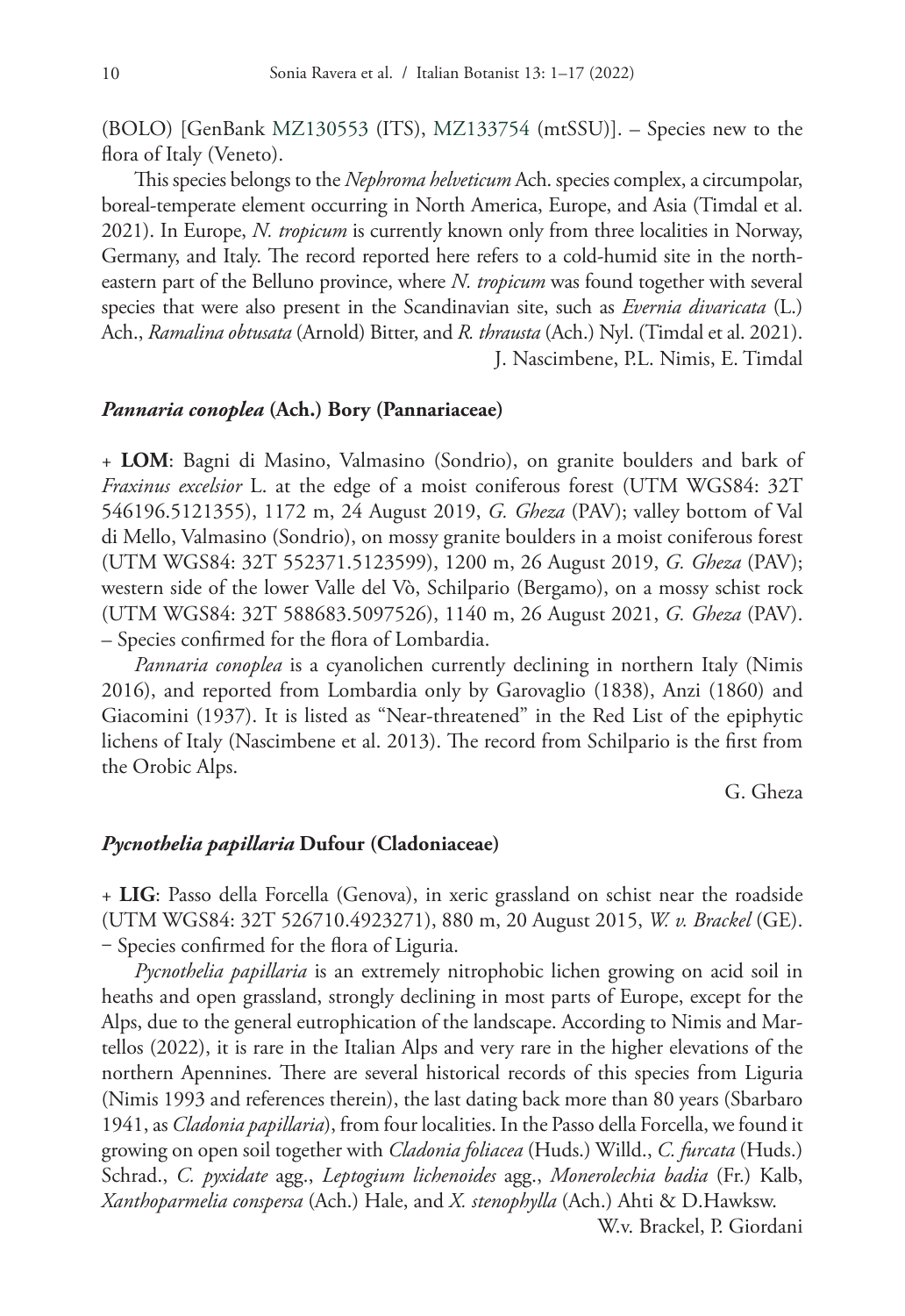(BOLO) [GenBank MZ130553 (ITS), MZ133754 (mtSSU)]. – Species new to the flora of Italy (Veneto).

This species belongs to the *Nephroma helveticum* Ach. species complex, a circumpolar, boreal-temperate element occurring in North America, Europe, and Asia (Timdal et al. 2021). In Europe, *N. tropicum* is currently known only from three localities in Norway, Germany, and Italy. The record reported here refers to a cold-humid site in the north-eastern part of the Belluno province, where *N. tropicum* was found together with several species that were also present in the Scandinavian site, such as *Evernia divaricata* (L.) Ach., *Ramalina obtusata* (Arnold) Bitter, and *R. thrausta* (Ach.) Nyl. (Timdal et al. 2021).

J. Nascimbene, P.L. Nimis, E. Timdal

### *Pannaria conoplea* (Ach.) Bory (Pannariaceae)

+ **LOM**: Bagni di Masino, Valmasino (Sondrio), on granite boulders and bark of *Fraxinus excelsior* L. at the edge of a moist coniferous forest (UTM WGS84: 32T 546196.5121355), 1172 m, 24 August 2019, *G. Gheza* (PAV); valley bottom of Val di Mello, Valmasino (Sondrio), on mossy granite boulders in a moist coniferous forest (UTM WGS84: 32T 552371.5123599), 1200 m, 26 August 2019, *G. Gheza* (PAV); western side of the lower Valle del Vò, Schilpario (Bergamo), on a mossy schist rock (UTM WGS84: 32T 588683.5097526), 1140 m, 26 August 2021, *G. Gheza* (PAV). – Species confirmed for the flora of Lombardia.

*Pannaria conoplea* is a cyanolichen currently declining in northern Italy (Nimis 2016), and reported from Lombardia only by Garovaglio (1838), Anzi (1860) and Giacomini (1937). It is listed as "Near-threatened" in the Red List of the epiphytic lichens of Italy (Nascimbene et al. 2013). The record from Schilpario is the first from the Orobic Alps.

G. Gheza

### *Pycnothelia papillaria* Dufour (Cladoniaceae)

+ **LIG**: Passo della Forcella (Genova), in xeric grassland on schist near the roadside (UTM WGS84: 32T 526710.4923271), 880 m, 20 August 2015, *W. v. Brackel* (GE). − Species confirmed for the flora of Liguria.

*Pycnothelia papillaria* is an extremely nitrophobic lichen growing on acid soil in heaths and open grassland, strongly declining in most parts of Europe, except for the Alps, due to the general eutrophication of the landscape. According to Nimis and Martellos (2022), it is rare in the Italian Alps and very rare in the higher elevations of the northern Apennines. There are several historical records of this species from Liguria (Nimis 1993 and references therein), the last dating back more than 80 years (Sbarbaro 1941, as *Cladonia papillaria*), from four localities. In the Passo della Forcella, we found it growing on open soil together with *Cladonia foliacea* (Huds.) Willd., *C. furcata* (Huds.) Schrad., *C. pyxidate* agg., *Leptogium lichenoides* agg., *Monerolechia badia* (Fr.) Kalb, *Xanthoparmelia conspersa* (Ach.) Hale, and *X. stenophylla* (Ach.) Ahti & D.Hawksw.

W.v. Brackel, P. Giordani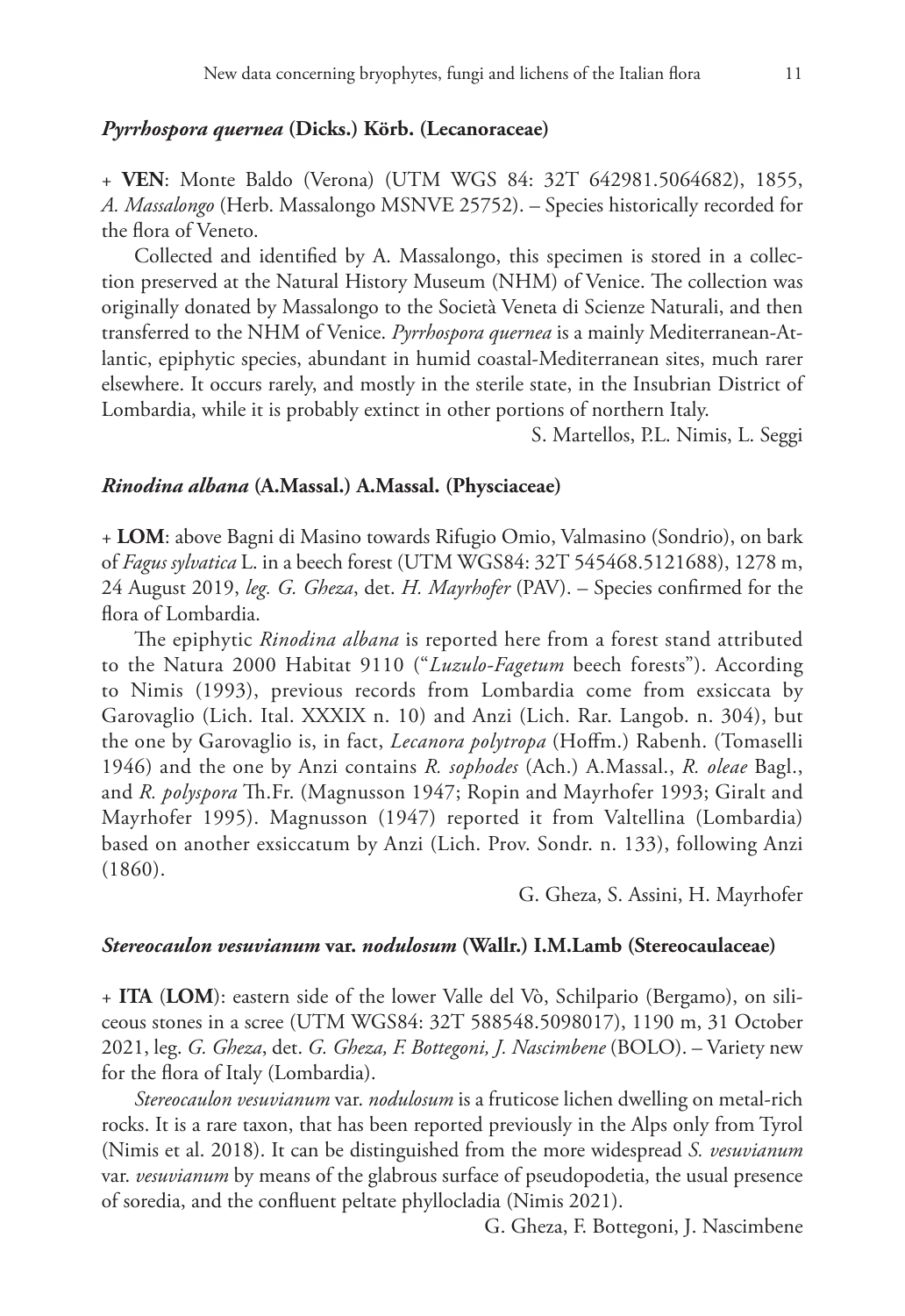#### *Pyrrhospora quernea* (Dicks.) Körb. (Lecanoraceae)

+ **VEN**: Monte Baldo (Verona) (UTM WGS 84: 32T 642981.5064682), 1855, *A. Massalongo* (Herb. Massalongo MSNVE 25752). – Species historically recorded for the flora of Veneto.

Collected and identified by A. Massalongo, this specimen is stored in a collection preserved at the Natural History Museum (NHM) of Venice. The collection was originally donated by Massalongo to the Società Veneta di Scienze Naturali, and then transferred to the NHM of Venice. *Pyrrhospora quernea* is a mainly Mediterranean-Atlantic, epiphytic species, abundant in humid coastal-Mediterranean sites, much rarer elsewhere. It occurs rarely, and mostly in the sterile state, in the Insubrian District of Lombardia, while it is probably extinct in other portions of northern Italy.

S. Martellos, P.L. Nimis, L. Seggi

#### *Rinodina albana* (A.Massal.) A.Massal. (Physciaceae)

+ **LOM**: above Bagni di Masino towards Rifugio Omio, Valmasino (Sondrio), on bark of *Fagus sylvatica* L. in a beech forest (UTM WGS84: 32T 545468.5121688), 1278 m, 24 August 2019, *leg. G. Gheza*, det. *H. Mayrhofer* (PAV). – Species confirmed for the flora of Lombardia.

The epiphytic *Rinodina albana* is reported here from a forest stand attributed to the Natura 2000 Habitat 9110 ("*Luzulo-Fagetum* beech forests"). According to Nimis (1993), previous records from Lombardia come from exsiccata by Garovaglio (Lich. Ital. XXXIX n. 10) and Anzi (Lich. Rar. Langob. n. 304), but the one by Garovaglio is, in fact, *Lecanora polytropa* (Hoffm.) Rabenh. (Tomaselli 1946) and the one by Anzi contains *R. sophodes* (Ach.) A.Massal., *R. oleae* Bagl., and *R. polyspora* Th.Fr. (Magnusson 1947; Ropin and Mayrhofer 1993; Giralt and Mayrhofer 1995). Magnusson (1947) reported it from Valtellina (Lombardia) based on another exsiccatum by Anzi (Lich. Prov. Sondr. n. 133), following Anzi (1860).

G. Gheza, S. Assini, H. Mayrhofer

#### *Stereocaulon vesuvianum* var. *nodulosum* (Wallr.) I.M.Lamb (Stereocaulaceae)

+ **ITA** (**LOM**): eastern side of the lower Valle del Vò, Schilpario (Bergamo), on siliceous stones in a scree (UTM WGS84: 32T 588548.5098017), 1190 m, 31 October 2021, leg. *G. Gheza*, det. *G. Gheza, F. Bottegoni, J. Nascimbene* (BOLO). – Variety new for the flora of Italy (Lombardia).

*Stereocaulon vesuvianum* var. *nodulosum* is a fruticose lichen dwelling on metal-rich rocks. It is a rare taxon, that has been reported previously in the Alps only from Tyrol (Nimis et al. 2018). It can be distinguished from the more widespread *S. vesuvianum* var. *vesuvianum* by means of the glabrous surface of pseudopodetia, the usual presence of soredia, and the confluent peltate phyllocladia (Nimis 2021).

G. Gheza, F. Bottegoni, J. Nascimbene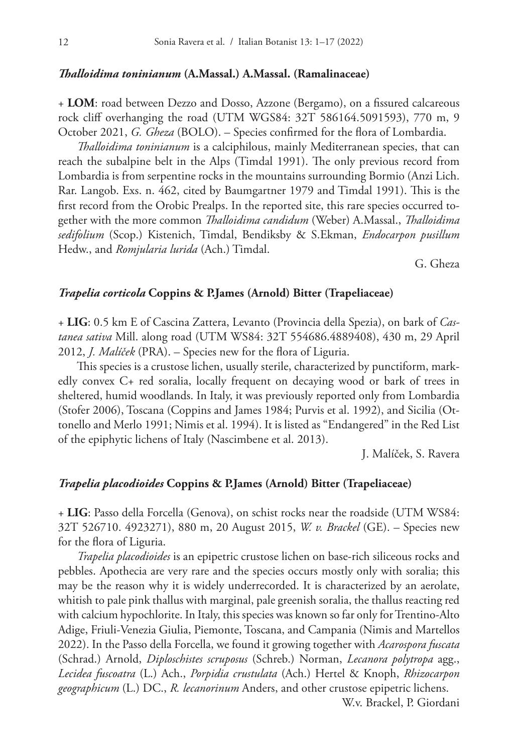### *Thalloidima toninianum* (A.Massal.) A.Massal. (Ramalinaceae)

+ **LOM**: road between Dezzo and Dosso, Azzone (Bergamo), on a fissured calcareous rock cliff overhanging the road (UTM WGS84: 32T 586164.5091593), 770 m, 9 October 2021, *G. Gheza* (BOLO). – Species confirmed for the flora of Lombardia.

*Thalloidima toninianum* is a calciphilous, mainly Mediterranean species, that can reach the subalpine belt in the Alps (Timdal 1991). The only previous record from Lombardia is from serpentine rocks in the mountains surrounding Bormio (Anzi Lich. Rar. Langob. Exs. n. 462, cited by Baumgartner 1979 and Timdal 1991). This is the first record from the Orobic Prealps. In the reported site, this rare species occurred together with the more common *Thalloidima candidum* (Weber) A.Massal., *Thalloidima sedifolium* (Scop.) Kistenich, Timdal, Bendiksby & S.Ekman, *Endocarpon pusillum* Hedw., and *Romjularia lurida* (Ach.) Timdal.

G. Gheza

### *Trapelia corticola* Coppins & P.James (Arnold) Bitter (Trapeliaceae)

+ **LIG**: 0.5 km E of Cascina Zattera, Levanto (Provincia della Spezia), on bark of *Castanea sativa* Mill. along road (UTM WS84: 32T 554686.4889408), 430 m, 29 April 2012, *J. Malíček* (PRA). – Species new for the flora of Liguria.

This species is a crustose lichen, usually sterile, characterized by punctiform, markedly convex C+ red soralia, locally frequent on decaying wood or bark of trees in sheltered, humid woodlands. In Italy, it was previously reported only from Lombardia (Stofer 2006), Toscana (Coppins and James 1984; Purvis et al. 1992), and Sicilia (Ottonello and Merlo 1991; Nimis et al. 1994). It is listed as "Endangered" in the Red List of the epiphytic lichens of Italy (Nascimbene et al. 2013).

J. Malíček, S. Ravera

### *Trapelia placodioides* Coppins & P.James (Arnold) Bitter (Trapeliaceae)

+ **LIG**: Passo della Forcella (Genova), on schist rocks near the roadside (UTM WS84: 32T 526710. 4923271), 880 m, 20 August 2015, *W. v. Brackel* (GE). – Species new for the flora of Liguria.

*Trapelia placodioides* is an epipetric crustose lichen on base-rich siliceous rocks and pebbles. Apothecia are very rare and the species occurs mostly only with soralia; this may be the reason why it is widely underrecorded. It is characterized by an aerolate, whitish to pale pink thallus with marginal, pale greenish soralia, the thallus reacting red with calcium hypochlorite. In Italy, this species was known so far only for Trentino-Alto Adige, Friuli-Venezia Giulia, Piemonte, Toscana, and Campania (Nimis and Martellos 2022). In the Passo della Forcella, we found it growing together with *Acarospora fuscata* (Schrad.) Arnold, *Diploschistes scruposus* (Schreb.) Norman, *Lecanora polytropa* agg., *Lecidea fuscoatra* (L.) Ach., *Porpidia crustulata* (Ach.) Hertel & Knoph, *Rhizocarpon geographicum* (L.) DC., *R. lecanorinum* Anders, and other crustose epipetric lichens.

W.v. Brackel, P. Giordani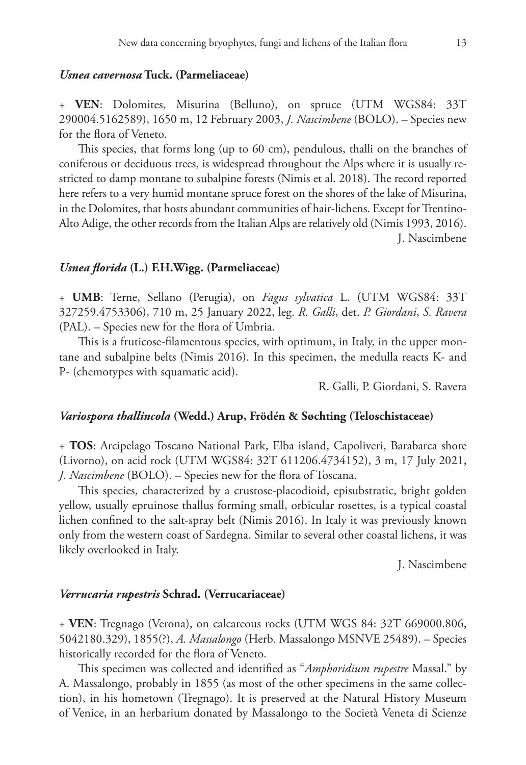### *Usnea cavernosa* Tuck. (Parmeliaceae)

+ **VEN**: Dolomites, Misurina (Belluno), on spruce (UTM WGS84: 33T 290004.5162589), 1650 m, 12 February 2003, *J. Nascimbene* (BOLO). – Species new for the flora of Veneto.

This species, that forms long (up to 60 cm), pendulous, thalli on the branches of coniferous or deciduous trees, is widespread throughout the Alps where it is usually restricted to damp montane to subalpine forests (Nimis et al. 2018). The record reported here refers to a very humid montane spruce forest on the shores of the lake of Misurina, in the Dolomites, that hosts abundant communities of hair-lichens. Except for Trentino-Alto Adige, the other records from the Italian Alps are relatively old (Nimis 1993, 2016).

J. Nascimbene

### *Usnea florida* (L.) F.H.Wigg. (Parmeliaceae)

+ **UMB**: Terne, Sellano (Perugia), on *Fagus sylvatica* L. (UTM WGS84: 33T 327259.4753306), 710 m, 25 January 2022, leg. *R. Galli*, det. *P. Giordani*, *S. Ravera* (PAL). – Species new for the flora of Umbria.

This is a fruticose-filamentous species, with optimum, in Italy, in the upper montane and subalpine belts (Nimis 2016). In this specimen, the medulla reacts K- and P- (chemotypes with squamatic acid).

R. Galli, P. Giordani, S. Ravera

### *Variospora thallincola* (Wedd.) Arup, Frödén & Søchting (Teloschistaceae)

+ **TOS**: Arcipelago Toscano National Park, Elba island, Capoliveri, Barabarca shore (Livorno), on acid rock (UTM WGS84: 32T 611206.4734152), 3 m, 17 July 2021, *J. Nascimbene* (BOLO). – Species new for the flora of Toscana.

This species, characterized by a crustose-placodioid, episubstratic, bright golden yellow, usually epruinose thallus forming small, orbicular rosettes, is a typical coastal lichen confined to the salt-spray belt (Nimis 2016). In Italy it was previously known only from the western coast of Sardegna. Similar to several other coastal lichens, it was likely overlooked in Italy.

J. Nascimbene

### *Verrucaria rupestris* Schrad. (Verrucariaceae)

+ **VEN**: Tregnago (Verona), on calcareous rocks (UTM WGS 84: 32T 669000.806, 5042180.329), 1855(?), *A. Massalongo* (Herb. Massalongo MSNVE 25489). – Species historically recorded for the flora of Veneto.

This specimen was collected and identified as "*Amphoridium rupestre* Massal." by A. Massalongo, probably in 1855 (as most of the other specimens in the same collection), in his hometown (Tregnago). It is preserved at the Natural History Museum of Venice, in an herbarium donated by Massalongo to the Società Veneta di Scienze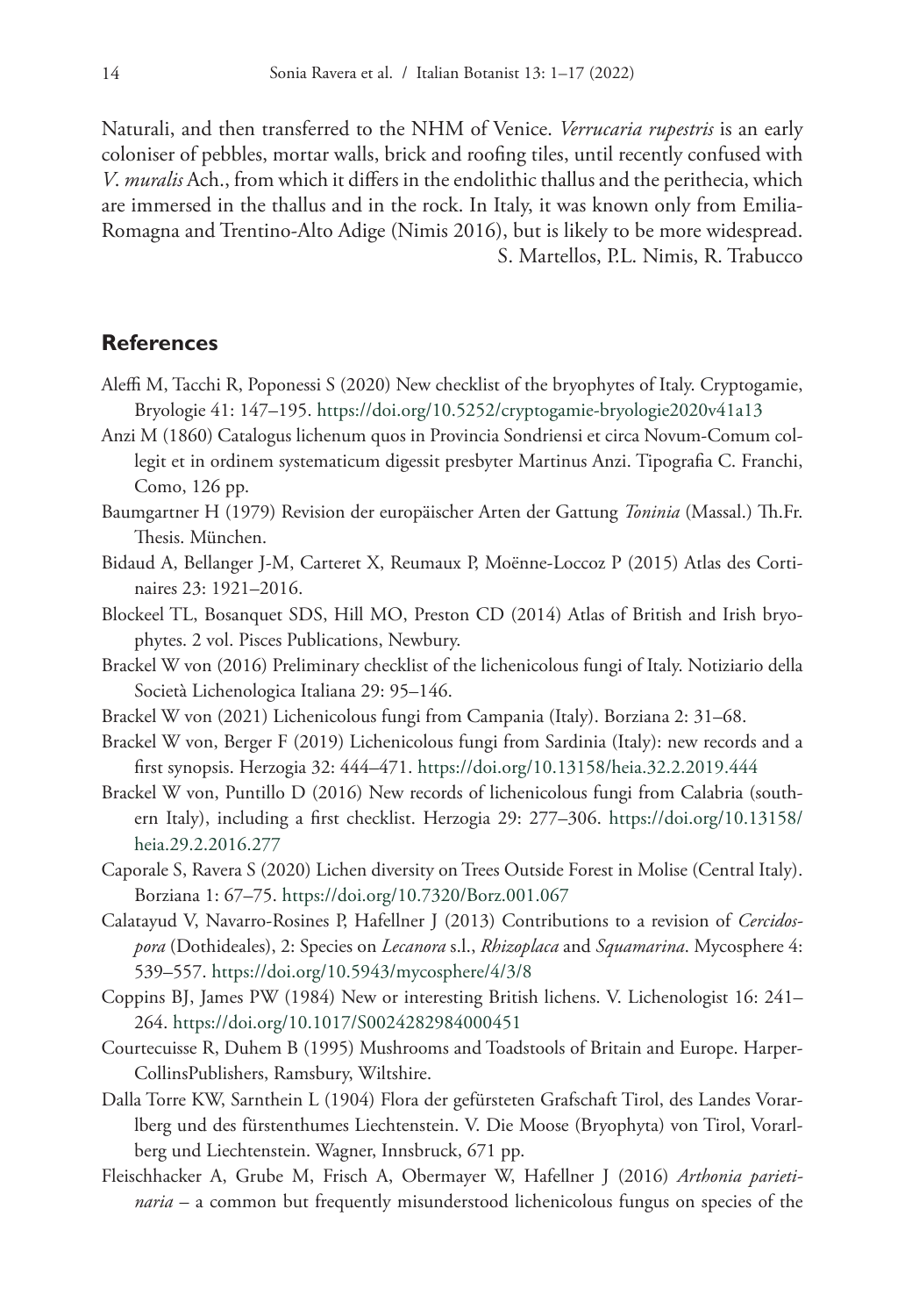Naturali, and then transferred to the NHM of Venice. *Verrucaria rupestris* is an early coloniser of pebbles, mortar walls, brick and roofing tiles, until recently confused with *V. muralis* Ach., from which it differs in the endolithic thallus and the perithecia, which are immersed in the thallus and in the rock. In Italy, it was known only from Emilia-Romagna and Trentino-Alto Adige (Nimis 2016), but is likely to be more widespread.

S. Martellos, P.L. Nimis, R. Trabucco

## References

Aleffi M, Tacchi R, Poponessi S (2020) New checklist of the bryophytes of Italy. Cryptogamie, Bryologie 41: 147–195. https://doi.org/10.5252/cryptogamie-bryologie2020v41a13

Anzi M (1860) Catalogus lichenum quos in Provincia Sondriensi et circa Novum-Comum collegit et in ordinem systematicum digessit presbyter Martinus Anzi. Tipografia C. Franchi, Como, 126 pp.

Baumgartner H (1979) Revision der europäischer Arten der Gattung *Toninia* (Massal.) Th.Fr. Thesis. München.

Bidaud A, Bellanger J-M, Carteret X, Reumaux P, Moënne-Loccoz P (2015) Atlas des Cortinaires 23: 1921–2016.

Blockeel TL, Bosanquet SDS, Hill MO, Preston CD (2014) Atlas of British and Irish bryophytes. 2 vol. Pisces Publications, Newbury.

Brackel W von (2016) Preliminary checklist of the lichenicolous fungi of Italy. Notiziario della Società Lichenologica Italiana 29: 95–146.

Brackel W von (2021) Lichenicolous fungi from Campania (Italy). Borziana 2: 31–68.

Brackel W von, Berger F (2019) Lichenicolous fungi from Sardinia (Italy): new records and a first synopsis. Herzogia 32: 444–471. https://doi.org/10.13158/heia.32.2.2019.444

Brackel W von, Puntillo D (2016) New records of lichenicolous fungi from Calabria (southern Italy), including a first checklist. Herzogia 29: 277–306. https://doi.org/10.13158/heia.29.2.2016.277

Caporale S, Ravera S (2020) Lichen diversity on Trees Outside Forest in Molise (Central Italy). Borziana 1: 67–75. https://doi.org/10.7320/Borz.001.067

Calatayud V, Navarro-Rosines P, Hafellner J (2013) Contributions to a revision of *Cercidospora* (Dothideales), 2: Species on *Lecanora* s.l., *Rhizoplaca* and *Squamarina*. Mycosphere 4: 539–557. https://doi.org/10.5943/mycosphere/4/3/8

Coppins BJ, James PW (1984) New or interesting British lichens. V. Lichenologist 16: 241–264. https://doi.org/10.1017/S0024282984000451

Courtecuisse R, Duhem B (1995) Mushrooms and Toadstools of Britain and Europe. HarperCollinsPublishers, Ramsbury, Wiltshire.

Dalla Torre KW, Sarnthein L (1904) Flora der gefürsteten Grafschaft Tirol, des Landes Vorarlberg und des fürstenthumes Liechtenstein. V. Die Moose (Bryophyta) von Tirol, Vorarlberg und Liechtenstein. Wagner, Innsbruck, 671 pp.

Fleischhacker A, Grube M, Frisch A, Obermayer W, Hafellner J (2016) *Arthonia parietinaria* – a common but frequently misunderstood lichenicolous fungus on species of the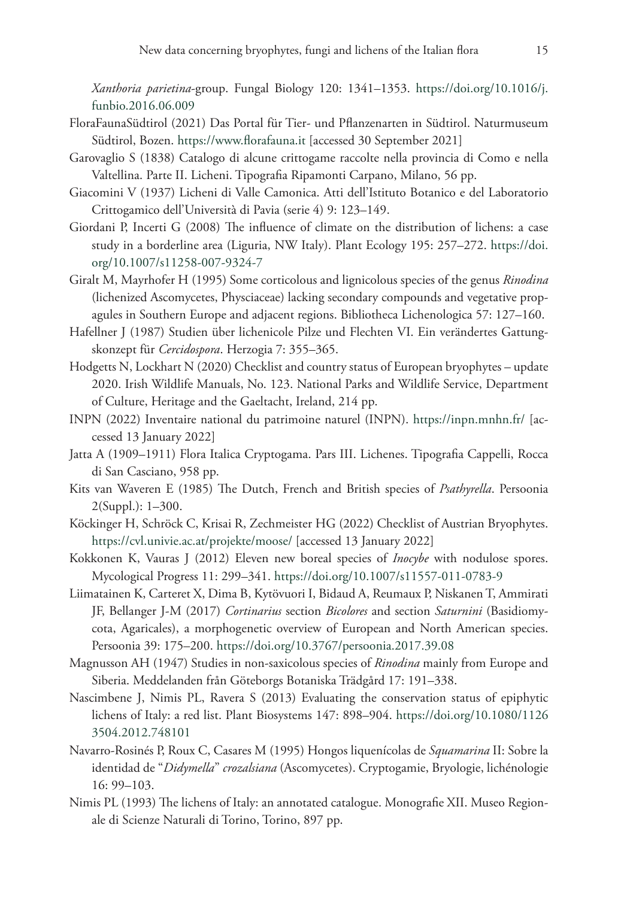*Xanthoria parietina*-group. Fungal Biology 120: 1341–1353. https://doi.org/10.1016/j.funbio.2016.06.009

FloraFaunaSüdtirol (2021) Das Portal für Tier- und Pflanzenarten in Südtirol. Naturmuseum Südtirol, Bozen. https://www.florafauna.it [accessed 30 September 2021]

Garovaglio S (1838) Catalogo di alcune crittogame raccolte nella provincia di Como e nella Valtellina. Parte II. Licheni. Tipografia Ripamonti Carpano, Milano, 56 pp.

Giacomini V (1937) Licheni di Valle Camonica. Atti dell'Istituto Botanico e del Laboratorio Crittogamico dell'Università di Pavia (serie 4) 9: 123–149.

Giordani P, Incerti G (2008) The influence of climate on the distribution of lichens: a case study in a borderline area (Liguria, NW Italy). Plant Ecology 195: 257–272. https://doi.org/10.1007/s11258-007-9324-7

Giralt M, Mayrhofer H (1995) Some corticolous and lignicolous species of the genus *Rinodina* (lichenized Ascomycetes, Physciaceae) lacking secondary compounds and vegetative propagules in Southern Europe and adjacent regions. Bibliotheca Lichenologica 57: 127–160.

Hafellner J (1987) Studien über lichenicole Pilze und Flechten VI. Ein verändertes Gattungskonzept für *Cercidospora*. Herzogia 7: 355–365.

Hodgetts N, Lockhart N (2020) Checklist and country status of European bryophytes – update 2020. Irish Wildlife Manuals, No. 123. National Parks and Wildlife Service, Department of Culture, Heritage and the Gaeltacht, Ireland, 214 pp.

INPN (2022) Inventaire national du patrimoine naturel (INPN). https://inpn.mnhn.fr/ [accessed 13 January 2022]

Jatta A (1909–1911) Flora Italica Cryptogama. Pars III. Lichenes. Tipografia Cappelli, Rocca di San Casciano, 958 pp.

Kits van Waveren E (1985) The Dutch, French and British species of *Psathyrella*. Persoonia 2(Suppl.): 1–300.

Köckinger H, Schröck C, Krisai R, Zechmeister HG (2022) Checklist of Austrian Bryophytes. https://cvl.univie.ac.at/projekte/moose/ [accessed 13 January 2022]

Kokkonen K, Vauras J (2012) Eleven new boreal species of *Inocybe* with nodulose spores. Mycological Progress 11: 299–341. https://doi.org/10.1007/s11557-011-0783-9

Liimatainen K, Carteret X, Dima B, Kytövuori I, Bidaud A, Reumaux P, Niskanen T, Ammirati JF, Bellanger J-M (2017) *Cortinarius* section *Bicolores* and section *Saturnini* (Basidiomycota, Agaricales), a morphogenetic overview of European and North American species. Persoonia 39: 175–200. https://doi.org/10.3767/persoonia.2017.39.08

Magnusson AH (1947) Studies in non-saxicolous species of *Rinodina* mainly from Europe and Siberia. Meddelanden från Göteborgs Botaniska Trädgård 17: 191–338.

Nascimbene J, Nimis PL, Ravera S (2013) Evaluating the conservation status of epiphytic lichens of Italy: a red list. Plant Biosystems 147: 898–904. https://doi.org/10.1080/11263504.2012.748101

Navarro-Rosinés P, Roux C, Casares M (1995) Hongos liquenícolas de *Squamarina* II: Sobre la identidad de "*Didymella*" *crozalsiana* (Ascomycetes). Cryptogamie, Bryologie, lichénologie 16: 99–103.

Nimis PL (1993) The lichens of Italy: an annotated catalogue. Monografie XII. Museo Regionale di Scienze Naturali di Torino, Torino, 897 pp.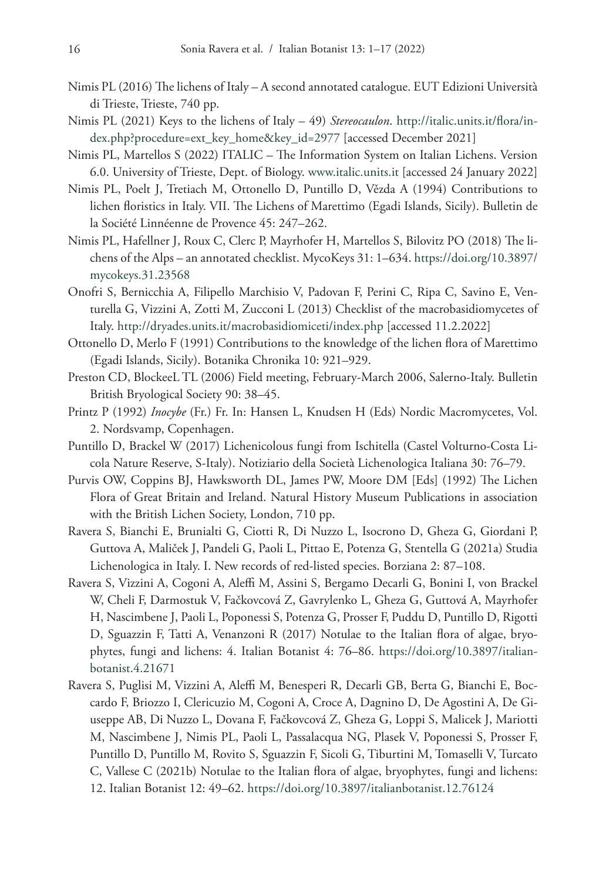Nimis PL (2016) The lichens of Italy – A second annotated catalogue. EUT Edizioni Università di Trieste, Trieste, 740 pp.

Nimis PL (2021) Keys to the lichens of Italy – 49) *Stereocaulon*. http://italic.units.it/flora/index.php?procedure=ext_key_home&key_id=2977 [accessed December 2021]

Nimis PL, Martellos S (2022) ITALIC – The Information System on Italian Lichens. Version 6.0. University of Trieste, Dept. of Biology. www.italic.units.it [accessed 24 January 2022]

Nimis PL, Poelt J, Tretiach M, Ottonello D, Puntillo D, Vězda A (1994) Contributions to lichen floristics in Italy. VII. The Lichens of Marettimo (Egadi Islands, Sicily). Bulletin de la Société Linnéenne de Provence 45: 247–262.

Nimis PL, Hafellner J, Roux C, Clerc P, Mayrhofer H, Martellos S, Bilovitz PO (2018) The lichens of the Alps – an annotated checklist. MycoKeys 31: 1–634. https://doi.org/10.3897/mycokeys.31.23568

Onofri S, Bernicchia A, Filipello Marchisio V, Padovan F, Perini C, Ripa C, Savino E, Venturella G, Vizzini A, Zotti M, Zucconi L (2013) Checklist of the macrobasidiomycetes of Italy. http://dryades.units.it/macrobasidiomiceti/index.php [accessed 11.2.2022]

Ottonello D, Merlo F (1991) Contributions to the knowledge of the lichen flora of Marettimo (Egadi Islands, Sicily). Botanika Chronika 10: 921–929.

Preston CD, BlockeeL TL (2006) Field meeting, February-March 2006, Salerno-Italy. Bulletin British Bryological Society 90: 38–45.

Printz P (1992) *Inocybe* (Fr.) Fr. In: Hansen L, Knudsen H (Eds) Nordic Macromycetes, Vol. 2. Nordsvamp, Copenhagen.

Puntillo D, Brackel W (2017) Lichenicolous fungi from Ischitella (Castel Volturno-Costa Licola Nature Reserve, S-Italy). Notiziario della Società Lichenologica Italiana 30: 76–79.

Purvis OW, Coppins BJ, Hawksworth DL, James PW, Moore DM [Eds] (1992) The Lichen Flora of Great Britain and Ireland. Natural History Museum Publications in association with the British Lichen Society, London, 710 pp.

Ravera S, Bianchi E, Brunialti G, Ciotti R, Di Nuzzo L, Isocrono D, Gheza G, Giordani P, Guttova A, Maliček J, Pandeli G, Paoli L, Pittao E, Potenza G, Stentella G (2021a) Studia Lichenologica in Italy. I. New records of red-listed species. Borziana 2: 87–108.

Ravera S, Vizzini A, Cogoni A, Aleffi M, Assini S, Bergamo Decarli G, Bonini I, von Brackel W, Cheli F, Darmostuk V, Fačkovcová Z, Gavrylenko L, Gheza G, Guttová A, Mayrhofer H, Nascimbene J, Paoli L, Poponessi S, Potenza G, Prosser F, Puddu D, Puntillo D, Rigotti D, Sguazzin F, Tatti A, Venanzoni R (2017) Notulae to the Italian flora of algae, bryophytes, fungi and lichens: 4. Italian Botanist 4: 76–86. https://doi.org/10.3897/italianbotanist.4.21671

Ravera S, Puglisi M, Vizzini A, Aleffi M, Benesperi R, Decarli GB, Berta G, Bianchi E, Boccardo F, Briozzo I, Clericuzio M, Cogoni A, Croce A, Dagnino D, De Agostini A, De Giuseppe AB, Di Nuzzo L, Dovana F, Fačkovcová Z, Gheza G, Loppi S, Malicek J, Mariotti M, Nascimbene J, Nimis PL, Paoli L, Passalacqua NG, Plasek V, Poponessi S, Prosser F, Puntillo D, Puntillo M, Rovito S, Sguazzin F, Sicoli G, Tiburtini M, Tomaselli V, Turcato C, Vallese C (2021b) Notulae to the Italian flora of algae, bryophytes, fungi and lichens: 12. Italian Botanist 12: 49–62. https://doi.org/10.3897/italianbotanist.12.76124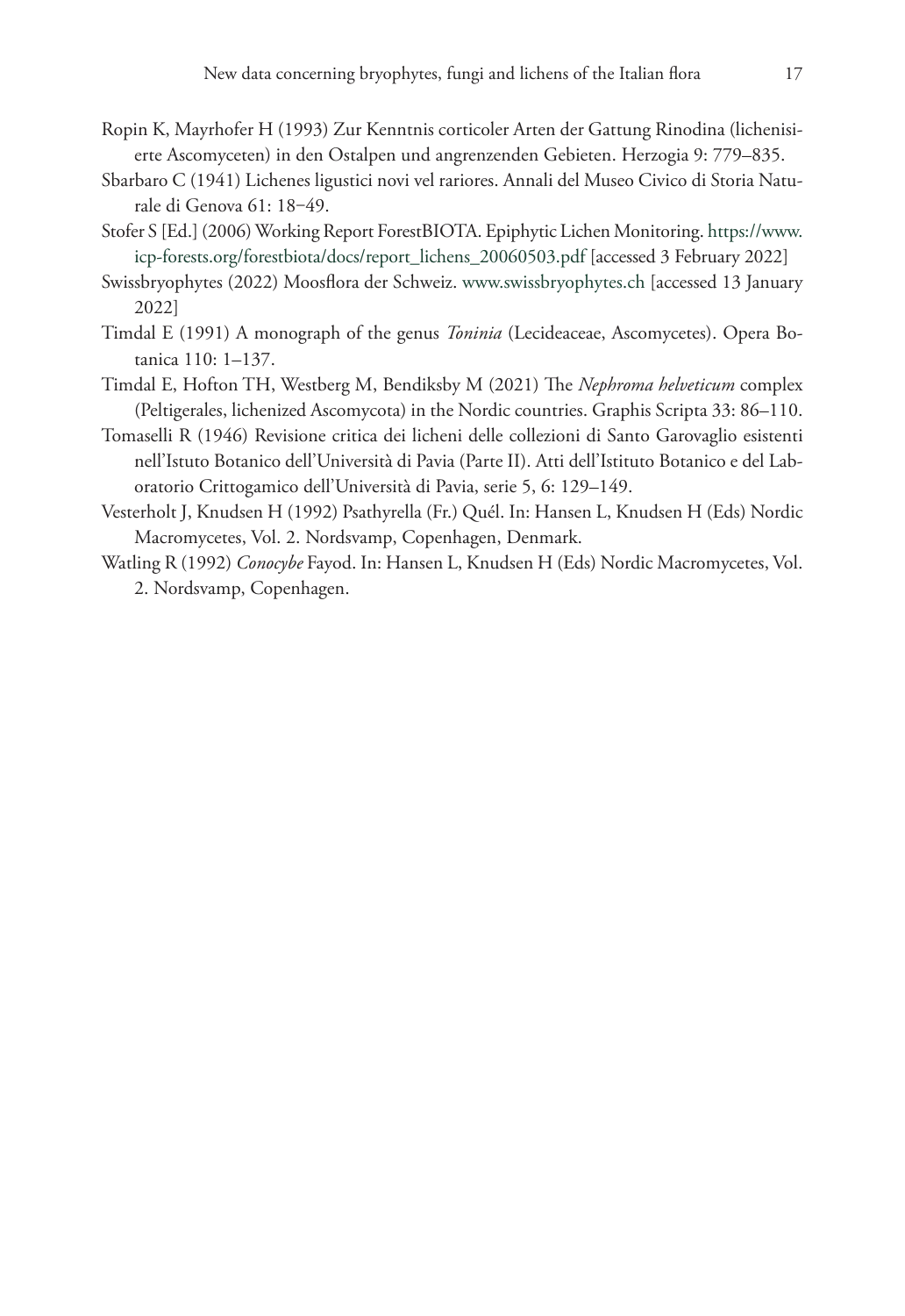Ropin K, Mayrhofer H (1993) Zur Kenntnis corticoler Arten der Gattung Rinodina (lichenisierte Ascomyceten) in den Ostalpen und angrenzenden Gebieten. Herzogia 9: 779–835.

Sbarbaro C (1941) Lichenes ligustici novi vel rariores. Annali del Museo Civico di Storia Naturale di Genova 61: 18−49.

Stofer S [Ed.] (2006) Working Report ForestBIOTA. Epiphytic Lichen Monitoring. https://www.icp-forests.org/forestbiota/docs/report_lichens_20060503.pdf [accessed 3 February 2022]

Swissbryophytes (2022) Moosflora der Schweiz. www.swissbryophytes.ch [accessed 13 January 2022]

Timdal E (1991) A monograph of the genus *Toninia* (Lecideaceae, Ascomycetes). Opera Botanica 110: 1–137.

Timdal E, Hofton TH, Westberg M, Bendiksby M (2021) The *Nephroma helveticum* complex (Peltigerales, lichenized Ascomycota) in the Nordic countries. Graphis Scripta 33: 86–110.

Tomaselli R (1946) Revisione critica dei licheni delle collezioni di Santo Garovaglio esistenti nell'Istuto Botanico dell'Università di Pavia (Parte II). Atti dell'Istituto Botanico e del Laboratorio Crittogamico dell'Università di Pavia, serie 5, 6: 129–149.

Vesterholt J, Knudsen H (1992) Psathyrella (Fr.) Quél. In: Hansen L, Knudsen H (Eds) Nordic Macromycetes, Vol. 2. Nordsvamp, Copenhagen, Denmark.

Watling R (1992) *Conocybe* Fayod. In: Hansen L, Knudsen H (Eds) Nordic Macromycetes, Vol. 2. Nordsvamp, Copenhagen.